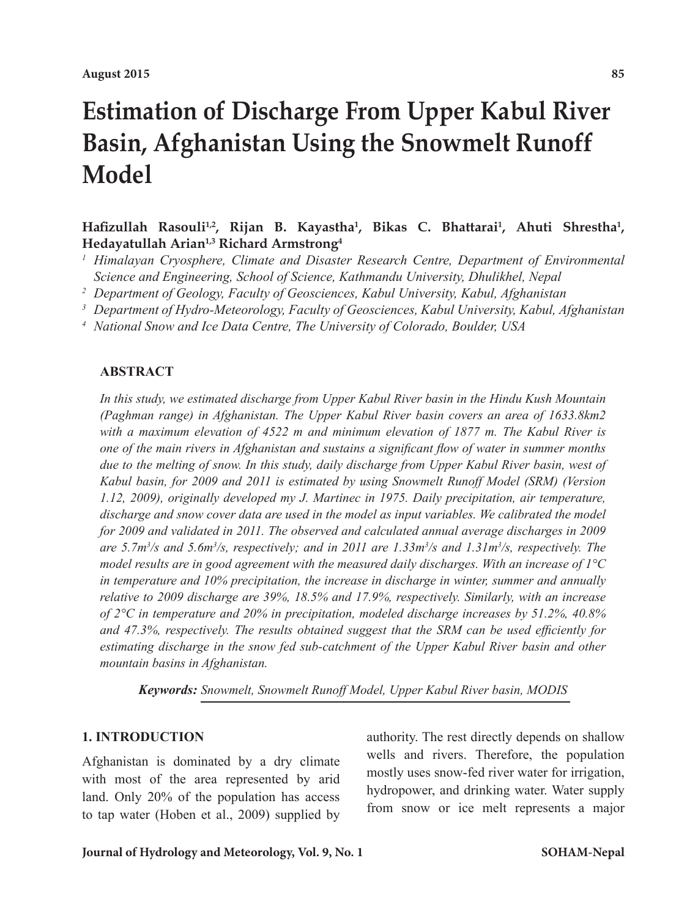# Estimation of Discharge From Upper Kabul River Basin, Afghanistan Using the Snowmelt Runoff Model

**Hafizullah Rasouli[1,2], Rijan B. Kayastha[1], Bikas C. Bhattarai[1], Ahuti Shrestha[1], Hedayatullah Arian[1,3] Richard Armstrong[4]**

[1] *Himalayan Cryosphere, Climate and Disaster Research Centre, Department of Environmental Science and Engineering, School of Science, Kathmandu University, Dhulikhel, Nepal*
[2] *Department of Geology, Faculty of Geosciences, Kabul University, Kabul, Afghanistan*
[3] *Department of Hydro-Meteorology, Faculty of Geosciences, Kabul University, Kabul, Afghanistan*
[4] *National Snow and Ice Data Centre, The University of Colorado, Boulder, USA*

## ABSTRACT

*In this study, we estimated discharge from Upper Kabul River basin in the Hindu Kush Mountain (Paghman range) in Afghanistan. The Upper Kabul River basin covers an area of 1633.8km2 with a maximum elevation of 4522 m and minimum elevation of 1877 m. The Kabul River is one of the main rivers in Afghanistan and sustains a significant flow of water in summer months due to the melting of snow. In this study, daily discharge from Upper Kabul River basin, west of Kabul basin, for 2009 and 2011 is estimated by using Snowmelt Runoff Model (SRM) (Version 1.12, 2009), originally developed my J. Martinec in 1975. Daily precipitation, air temperature, discharge and snow cover data are used in the model as input variables. We calibrated the model for 2009 and validated in 2011. The observed and calculated annual average discharges in 2009 are 5.7m$^3$/s and 5.6m$^3$/s, respectively; and in 2011 are 1.33m$^3$/s and 1.31m$^3$/s, respectively. The model results are in good agreement with the measured daily discharges. With an increase of 1°C in temperature and 10% precipitation, the increase in discharge in winter, summer and annually relative to 2009 discharge are 39%, 18.5% and 17.9%, respectively. Similarly, with an increase of 2°C in temperature and 20% in precipitation, modeled discharge increases by 51.2%, 40.8% and 47.3%, respectively. The results obtained suggest that the SRM can be used efficiently for estimating discharge in the snow fed sub-catchment of the Upper Kabul River basin and other mountain basins in Afghanistan.*

***Keywords:*** *Snowmelt, Snowmelt Runoff Model, Upper Kabul River basin, MODIS*

## 1. INTRODUCTION

Afghanistan is dominated by a dry climate with most of the area represented by arid land. Only 20% of the population has access to tap water (Hoben et al., 2009) supplied by authority. The rest directly depends on shallow wells and rivers. Therefore, the population mostly uses snow-fed river water for irrigation, hydropower, and drinking water. Water supply from snow or ice melt represents a major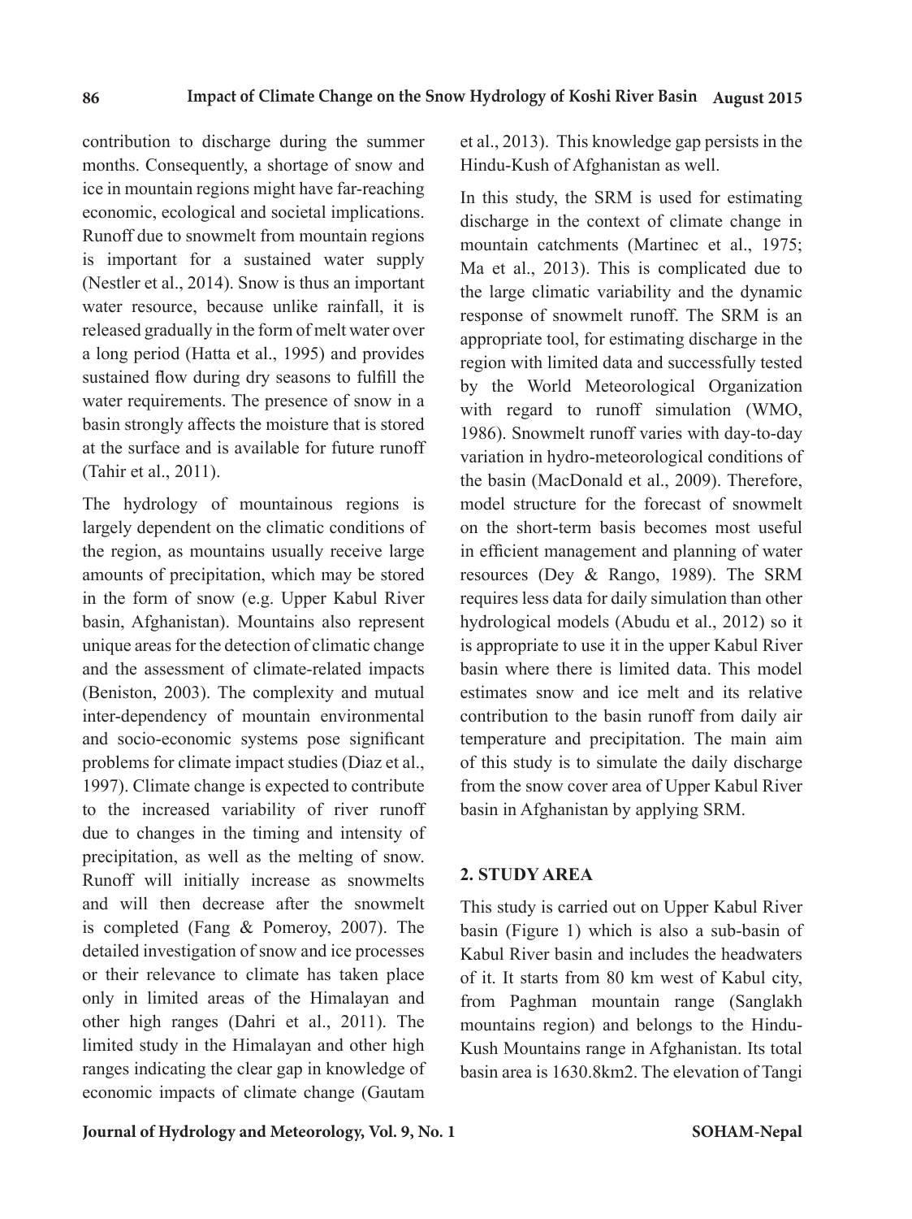contribution to discharge during the summer months. Consequently, a shortage of snow and ice in mountain regions might have far-reaching economic, ecological and societal implications. Runoff due to snowmelt from mountain regions is important for a sustained water supply (Nestler et al., 2014). Snow is thus an important water resource, because unlike rainfall, it is released gradually in the form of melt water over a long period (Hatta et al., 1995) and provides sustained flow during dry seasons to fulfill the water requirements. The presence of snow in a basin strongly affects the moisture that is stored at the surface and is available for future runoff (Tahir et al., 2011).

The hydrology of mountainous regions is largely dependent on the climatic conditions of the region, as mountains usually receive large amounts of precipitation, which may be stored in the form of snow (e.g. Upper Kabul River basin, Afghanistan). Mountains also represent unique areas for the detection of climatic change and the assessment of climate-related impacts (Beniston, 2003). The complexity and mutual inter-dependency of mountain environmental and socio-economic systems pose significant problems for climate impact studies (Diaz et al., 1997). Climate change is expected to contribute to the increased variability of river runoff due to changes in the timing and intensity of precipitation, as well as the melting of snow. Runoff will initially increase as snowmelts and will then decrease after the snowmelt is completed (Fang & Pomeroy, 2007). The detailed investigation of snow and ice processes or their relevance to climate has taken place only in limited areas of the Himalayan and other high ranges (Dahri et al., 2011). The limited study in the Himalayan and other high ranges indicating the clear gap in knowledge of economic impacts of climate change (Gautam et al., 2013). This knowledge gap persists in the Hindu-Kush of Afghanistan as well.

In this study, the SRM is used for estimating discharge in the context of climate change in mountain catchments (Martinec et al., 1975; Ma et al., 2013). This is complicated due to the large climatic variability and the dynamic response of snowmelt runoff. The SRM is an appropriate tool, for estimating discharge in the region with limited data and successfully tested by the World Meteorological Organization with regard to runoff simulation (WMO, 1986). Snowmelt runoff varies with day-to-day variation in hydro-meteorological conditions of the basin (MacDonald et al., 2009). Therefore, model structure for the forecast of snowmelt on the short-term basis becomes most useful in efficient management and planning of water resources (Dey & Rango, 1989). The SRM requires less data for daily simulation than other hydrological models (Abudu et al., 2012) so it is appropriate to use it in the upper Kabul River basin where there is limited data. This model estimates snow and ice melt and its relative contribution to the basin runoff from daily air temperature and precipitation. The main aim of this study is to simulate the daily discharge from the snow cover area of Upper Kabul River basin in Afghanistan by applying SRM.

## 2. STUDY AREA

This study is carried out on Upper Kabul River basin (Figure 1) which is also a sub-basin of Kabul River basin and includes the headwaters of it. It starts from 80 km west of Kabul city, from Paghman mountain range (Sanglakh mountains region) and belongs to the Hindu-Kush Mountains range in Afghanistan. Its total basin area is 1630.8km2. The elevation of Tangi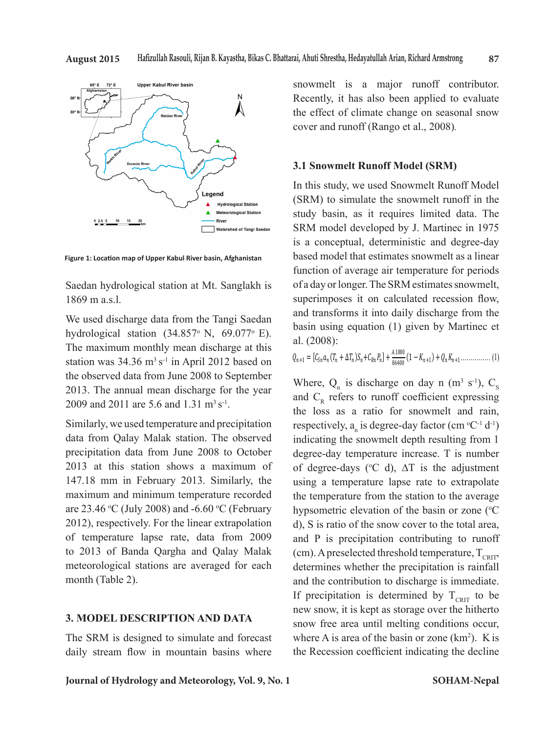Figure 1: Location map of Upper Kabul River basin, Afghanistan

Saedan hydrological station at Mt. Sanglakh is 1869 m a.s.l.

We used discharge data from the Tangi Saedan hydrological station (34.857° N, 69.077° E). The maximum monthly mean discharge at this station was 34.36 $m^3 s^{-1}$ in April 2012 based on the observed data from June 2008 to September 2013. The annual mean discharge for the year 2009 and 2011 are 5.6 and 1.31 $m^3 s^{-1}$.

Similarly, we used temperature and precipitation data from Qalay Malak station. The observed precipitation data from June 2008 to October 2013 at this station shows a maximum of 147.18 mm in February 2013. Similarly, the maximum and minimum temperature recorded are 23.46 °C (July 2008) and -6.60 °C (February 2012), respectively. For the linear extrapolation of temperature lapse rate, data from 2009 to 2013 of Banda Qargha and Qalay Malak meteorological stations are averaged for each month (Table 2).

## 3. MODEL DESCRIPTION AND DATA

The SRM is designed to simulate and forecast daily stream flow in mountain basins where snowmelt is a major runoff contributor. Recently, it has also been applied to evaluate the effect of climate change on seasonal snow cover and runoff (Rango et al., 2008).

### 3.1 Snowmelt Runoff Model (SRM)

In this study, we used Snowmelt Runoff Model (SRM) to simulate the snowmelt runoff in the study basin, as it requires limited data. The SRM model developed by J. Martinec in 1975 is a conceptual, deterministic and degree-day based model that estimates snowmelt as a linear function of average air temperature for periods of a day or longer. The SRM estimates snowmelt, superimposes it on calculated recession flow, and transforms it into daily discharge from the basin using equation (1) given by Martinec et al. (2008):

$$Q_{n+1} = [C_{Sn} a_n (T_n + \Delta T_n) S_n + C_{Rn} P_n] + \frac{A.1000}{86400}(1 - K_{n+1}) + Q_n K_{n+1} \quad (1)$$

Where, $Q_n$ is discharge on day n ($m^3 s^{-1}$), $C_S$ and $C_R$ refers to runoff coefficient expressing the loss as a ratio for snowmelt and rain, respectively, $a_n$ is degree-day factor (cm °$C^{-1}$ $d^{-1}$) indicating the snowmelt depth resulting from 1 degree-day temperature increase. T is number of degree-days (°C d), ΔT is the adjustment using a temperature lapse rate to extrapolate the temperature from the station to the average hypsometric elevation of the basin or zone (°C d), S is ratio of the snow cover to the total area, and P is precipitation contributing to runoff (cm). A preselected threshold temperature, $T_{CRIT}$, determines whether the precipitation is rainfall and the contribution to discharge is immediate. If precipitation is determined by $T_{CRIT}$ to be new snow, it is kept as storage over the hitherto snow free area until melting conditions occur, where A is area of the basin or zone ($km^2$). K is the Recession coefficient indicating the decline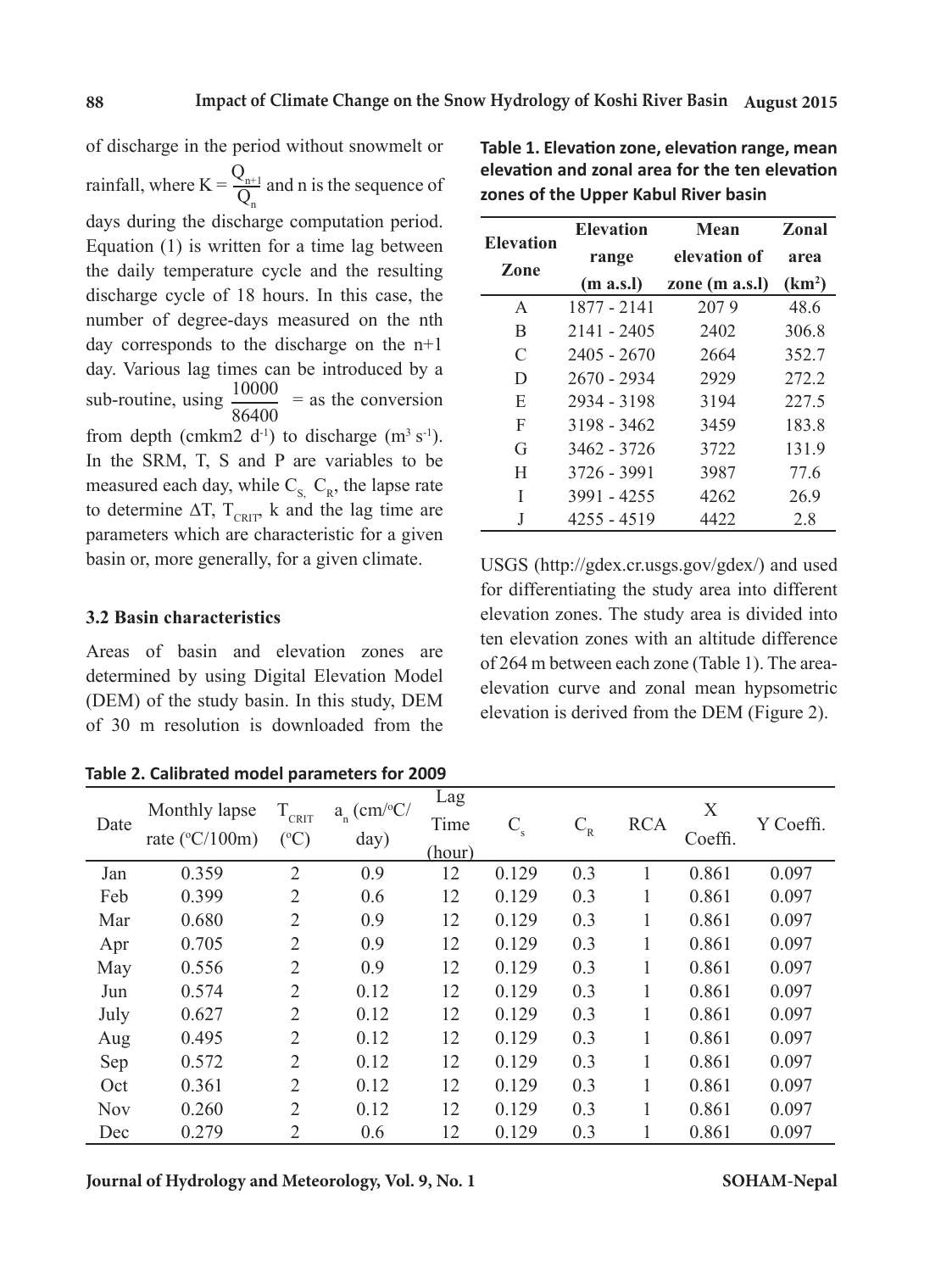of discharge in the period without snowmelt or rainfall, where $K = \frac{Q_{n+1}}{Q_n}$ and n is the sequence of days during the discharge computation period. Equation (1) is written for a time lag between the daily temperature cycle and the resulting discharge cycle of 18 hours. In this case, the number of degree-days measured on the nth day corresponds to the discharge on the n+1 day. Various lag times can be introduced by a sub-routine, using $\frac{10000}{86400}$ = as the conversion from depth (cmkm2 $d^{-1}$) to discharge ($m^3 s^{-1}$). In the SRM, T, S and P are variables to be measured each day, while $C_S$, $C_R$, the lapse rate to determine $\Delta T$, $T_{CRIT}$, k and the lag time are parameters which are characteristic for a given basin or, more generally, for a given climate.

### 3.2 Basin characteristics

Areas of basin and elevation zones are determined by using Digital Elevation Model (DEM) of the study basin. In this study, DEM of 30 m resolution is downloaded from the USGS (http://gdex.cr.usgs.gov/gdex/) and used for differentiating the study area into different elevation zones. The study area is divided into ten elevation zones with an altitude difference of 264 m between each zone (Table 1). The area-elevation curve and zonal mean hypsometric elevation is derived from the DEM (Figure 2).

**Table 1. Elevation zone, elevation range, mean elevation and zonal area for the ten elevation zones of the Upper Kabul River basin**

| Elevation Zone | Elevation range (m a.s.l) | Mean elevation of zone (m a.s.l) | Zonal area ($km^2$) |
|---|---|---|---|
| A | 1877 - 2141 | 207 9 | 48.6 |
| B | 2141 - 2405 | 2402 | 306.8 |
| C | 2405 - 2670 | 2664 | 352.7 |
| D | 2670 - 2934 | 2929 | 272.2 |
| E | 2934 - 3198 | 3194 | 227.5 |
| F | 3198 - 3462 | 3459 | 183.8 |
| G | 3462 - 3726 | 3722 | 131.9 |
| H | 3726 - 3991 | 3987 | 77.6 |
| I | 3991 - 4255 | 4262 | 26.9 |
| J | 4255 - 4519 | 4422 | 2.8 |

**Table 2. Calibrated model parameters for 2009**

| Date | Monthly lapse rate (°C/100m) | $T_{CRIT}$ (°C) | $a_n$ (cm/°C/day) | Lag Time (hour) | $C_s$ | $C_R$ | RCA | X Coeffi. | Y Coeffi. |
|---|---|---|---|---|---|---|---|---|---|
| Jan | 0.359 | 2 | 0.9 | 12 | 0.129 | 0.3 | 1 | 0.861 | 0.097 |
| Feb | 0.399 | 2 | 0.6 | 12 | 0.129 | 0.3 | 1 | 0.861 | 0.097 |
| Mar | 0.680 | 2 | 0.9 | 12 | 0.129 | 0.3 | 1 | 0.861 | 0.097 |
| Apr | 0.705 | 2 | 0.9 | 12 | 0.129 | 0.3 | 1 | 0.861 | 0.097 |
| May | 0.556 | 2 | 0.9 | 12 | 0.129 | 0.3 | 1 | 0.861 | 0.097 |
| Jun | 0.574 | 2 | 0.12 | 12 | 0.129 | 0.3 | 1 | 0.861 | 0.097 |
| July | 0.627 | 2 | 0.12 | 12 | 0.129 | 0.3 | 1 | 0.861 | 0.097 |
| Aug | 0.495 | 2 | 0.12 | 12 | 0.129 | 0.3 | 1 | 0.861 | 0.097 |
| Sep | 0.572 | 2 | 0.12 | 12 | 0.129 | 0.3 | 1 | 0.861 | 0.097 |
| Oct | 0.361 | 2 | 0.12 | 12 | 0.129 | 0.3 | 1 | 0.861 | 0.097 |
| Nov | 0.260 | 2 | 0.12 | 12 | 0.129 | 0.3 | 1 | 0.861 | 0.097 |
| Dec | 0.279 | 2 | 0.6 | 12 | 0.129 | 0.3 | 1 | 0.861 | 0.097 |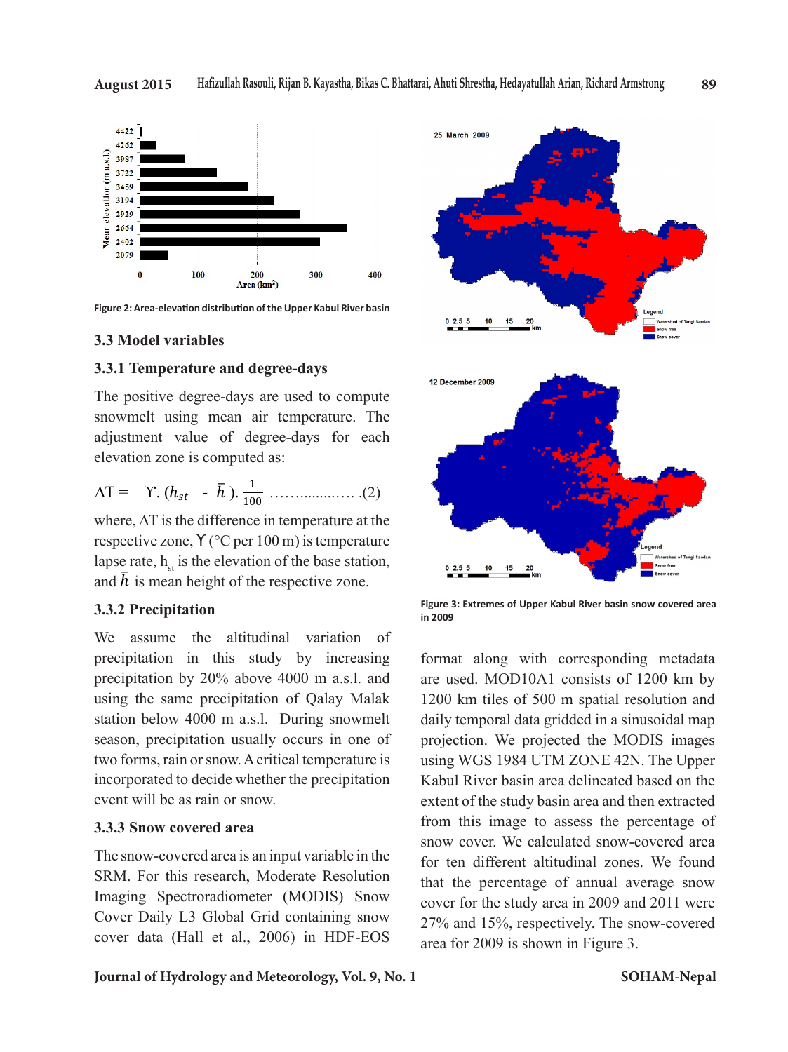Figure 2: Area-elevation distribution of the Upper Kabul River basin

### 3.3 Model variables

#### 3.3.1 Temperature and degree-days

The positive degree-days are used to compute snowmelt using mean air temperature. The adjustment value of degree-days for each elevation zone is computed as:

$$\Delta T = \Upsilon . (h_{st} - \bar{h}) . \frac{1}{100} \quad \ldots\ldots\ldots\ldots\ldots (2)$$

where, $\Delta T$ is the difference in temperature at the respective zone, $\Upsilon$ (°C per 100 m) is temperature lapse rate, $h_{st}$ is the elevation of the base station, and $\bar{h}$ is mean height of the respective zone.

#### 3.3.2 Precipitation

We assume the altitudinal variation of precipitation in this study by increasing precipitation by 20% above 4000 m a.s.l. and using the same precipitation of Qalay Malak station below 4000 m a.s.l. During snowmelt season, precipitation usually occurs in one of two forms, rain or snow. A critical temperature is incorporated to decide whether the precipitation event will be as rain or snow.

#### 3.3.3 Snow covered area

The snow-covered area is an input variable in the SRM. For this research, Moderate Resolution Imaging Spectroradiometer (MODIS) Snow Cover Daily L3 Global Grid containing snow cover data (Hall et al., 2006) in HDF-EOS format along with corresponding metadata are used. MOD10A1 consists of 1200 km by 1200 km tiles of 500 m spatial resolution and daily temporal data gridded in a sinusoidal map projection. We projected the MODIS images using WGS 1984 UTM ZONE 42N. The Upper Kabul River basin area delineated based on the extent of the study basin area and then extracted from this image to assess the percentage of snow cover. We calculated snow-covered area for ten different altitudinal zones. We found that the percentage of annual average snow cover for the study area in 2009 and 2011 were 27% and 15%, respectively. The snow-covered area for 2009 is shown in Figure 3.

Figure 3: Extremes of Upper Kabul River basin snow covered area in 2009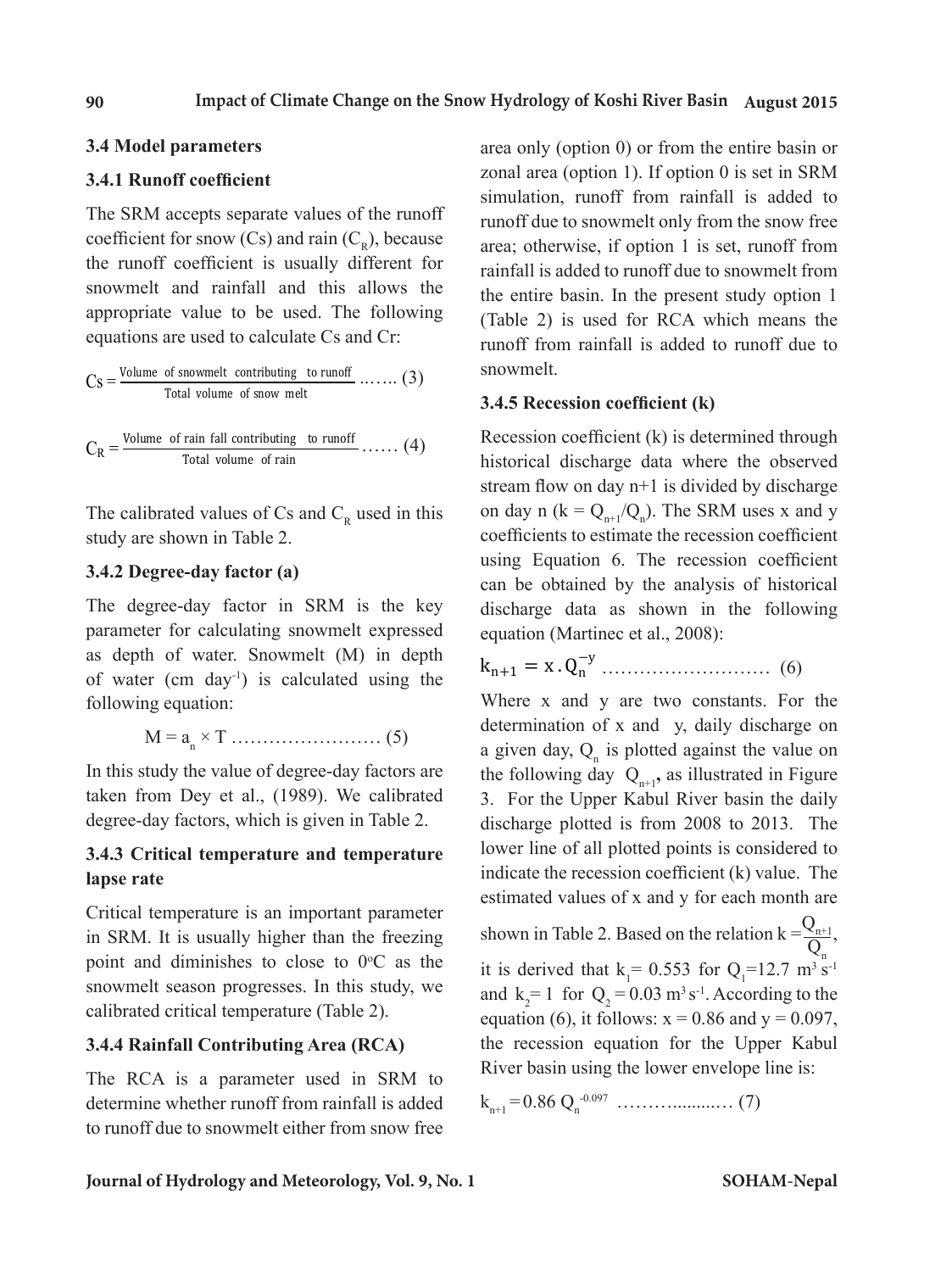### 3.4 Model parameters

#### 3.4.1 Runoff coefficient

The SRM accepts separate values of the runoff coefficient for snow (Cs) and rain ($C_R$), because the runoff coefficient is usually different for snowmelt and rainfall and this allows the appropriate value to be used. The following equations are used to calculate Cs and Cr:

$$Cs = \frac{\text{Volume of snowmelt contributing to runoff}}{\text{Total volume of snow melt}} \quad \ldots\ldots (3)$$

$$C_R = \frac{\text{Volume of rain fall contributing to runoff}}{\text{Total volume of rain}} \quad \ldots\ldots (4)$$

The calibrated values of Cs and $C_R$ used in this study are shown in Table 2.

#### 3.4.2 Degree-day factor (a)

The degree-day factor in SRM is the key parameter for calculating snowmelt expressed as depth of water. Snowmelt (M) in depth of water (cm $day^{-1}$) is calculated using the following equation:

$$M = a_n \times T \quad \ldots\ldots\ldots\ldots\ldots\ldots\ldots\ldots (5)$$

In this study the value of degree-day factors are taken from Dey et al., (1989). We calibrated degree-day factors, which is given in Table 2.

#### 3.4.3 Critical temperature and temperature lapse rate

Critical temperature is an important parameter in SRM. It is usually higher than the freezing point and diminishes to close to $0^oC$ as the snowmelt season progresses. In this study, we calibrated critical temperature (Table 2).

#### 3.4.4 Rainfall Contributing Area (RCA)

The RCA is a parameter used in SRM to determine whether runoff from rainfall is added to runoff due to snowmelt either from snow free area only (option 0) or from the entire basin or zonal area (option 1). If option 0 is set in SRM simulation, runoff from rainfall is added to runoff due to snowmelt only from the snow free area; otherwise, if option 1 is set, runoff from rainfall is added to runoff due to snowmelt from the entire basin. In the present study option 1 (Table 2) is used for RCA which means the runoff from rainfall is added to runoff due to snowmelt.

#### 3.4.5 Recession coefficient (k)

Recession coefficient (k) is determined through historical discharge data where the observed stream flow on day n+1 is divided by discharge on day n ($k = Q_{n+1}/Q_n$). The SRM uses x and y coefficients to estimate the recession coefficient using Equation 6. The recession coefficient can be obtained by the analysis of historical discharge data as shown in the following equation (Martinec et al., 2008):

$$k_{n+1} = x \cdot Q_n^{-y} \quad \ldots\ldots\ldots\ldots\ldots\ldots\ldots\ldots\ldots (6)$$

Where x and y are two constants. For the determination of x and y, daily discharge on a given day, $Q_n$ is plotted against the value on the following day $Q_{n+1}$, as illustrated in Figure 3. For the Upper Kabul River basin the daily discharge plotted is from 2008 to 2013. The lower line of all plotted points is considered to indicate the recession coefficient (k) value. The estimated values of x and y for each month are shown in Table 2. Based on the relation $k = \frac{Q_{n+1}}{Q_n}$, it is derived that $k_1 = 0.553$ for $Q_1 = 12.7$ $m^3 s^{-1}$ and $k_2 = 1$ for $Q_2 = 0.03$ $m^3 s^{-1}$. According to the equation (6), it follows: x = 0.86 and y = 0.097, the recession equation for the Upper Kabul River basin using the lower envelope line is:

$$k_{n+1} = 0.86\, Q_n^{-0.097} \quad \ldots\ldots\ldots\ldots\ldots (7)$$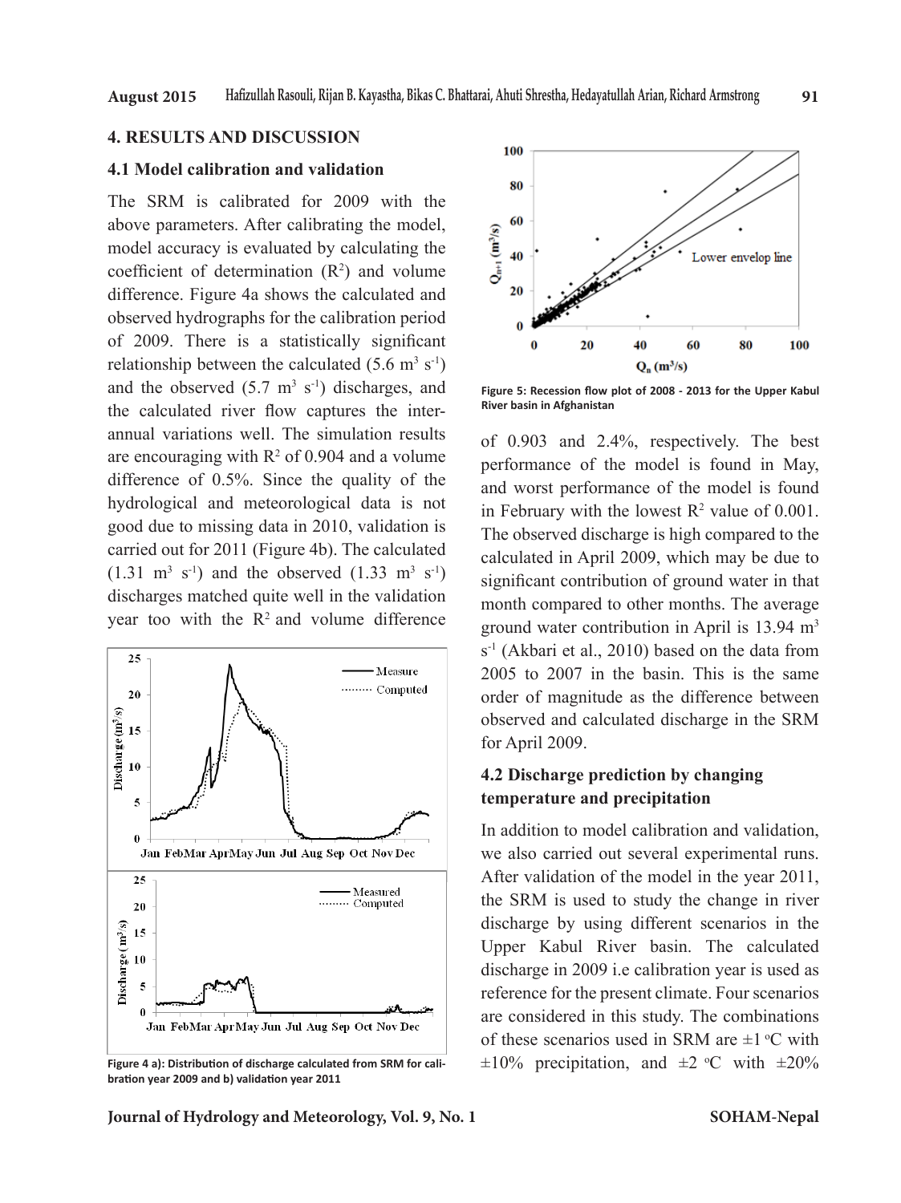## 4. RESULTS AND DISCUSSION

### 4.1 Model calibration and validation

The SRM is calibrated for 2009 with the above parameters. After calibrating the model, model accuracy is evaluated by calculating the coefficient of determination ($R^2$) and volume difference. Figure 4a shows the calculated and observed hydrographs for the calibration period of 2009. There is a statistically significant relationship between the calculated (5.6 $m^3 s^{-1}$) and the observed (5.7 $m^3 s^{-1}$) discharges, and the calculated river flow captures the inter-annual variations well. The simulation results are encouraging with $R^2$ of 0.904 and a volume difference of 0.5%. Since the quality of the hydrological and meteorological data is not good due to missing data in 2010, validation is carried out for 2011 (Figure 4b). The calculated (1.31 $m^3 s^{-1}$) and the observed (1.33 $m^3 s^{-1}$) discharges matched quite well in the validation year too with the $R^2$ and volume difference of 0.903 and 2.4%, respectively. The best performance of the model is found in May, and worst performance of the model is found in February with the lowest $R^2$ value of 0.001. The observed discharge is high compared to the calculated in April 2009, which may be due to significant contribution of ground water in that month compared to other months. The average ground water contribution in April is 13.94 $m^3 s^{-1}$ (Akbari et al., 2010) based on the data from 2005 to 2007 in the basin. This is the same order of magnitude as the difference between observed and calculated discharge in the SRM for April 2009.

Figure 4 a): Distribution of discharge calculated from SRM for calibration year 2009 and b) validation year 2011

Figure 5: Recession flow plot of 2008 - 2013 for the Upper Kabul River basin in Afghanistan

### 4.2 Discharge prediction by changing temperature and precipitation

In addition to model calibration and validation, we also carried out several experimental runs. After validation of the model in the year 2011, the SRM is used to study the change in river discharge by using different scenarios in the Upper Kabul River basin. The calculated discharge in 2009 i.e calibration year is used as reference for the present climate. Four scenarios are considered in this study. The combinations of these scenarios used in SRM are ±1 °C with ±10% precipitation, and ±2 °C with ±20%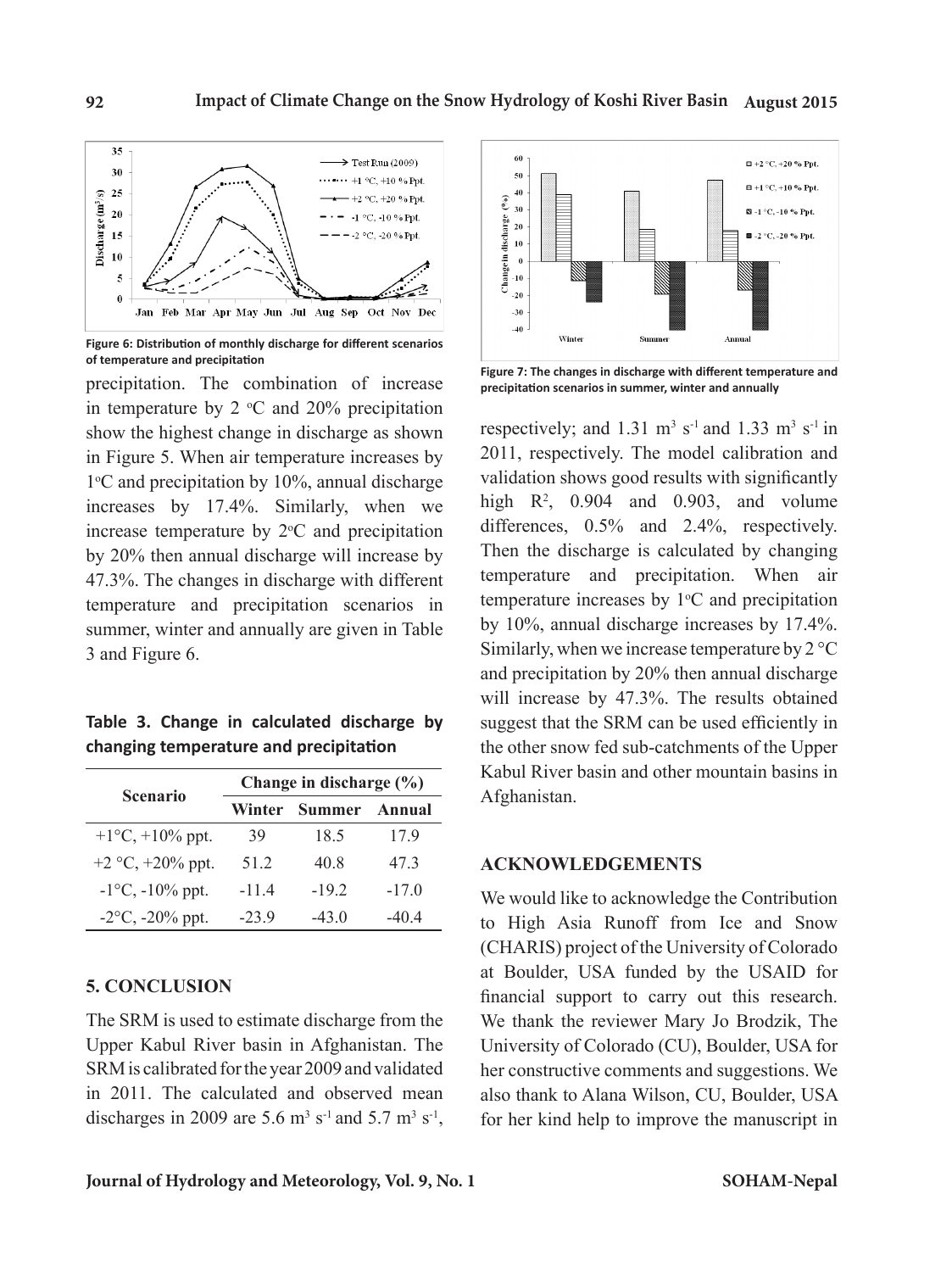Figure 6: Distribution of monthly discharge for different scenarios of temperature and precipitation

precipitation. The combination of increase in temperature by 2 °C and 20% precipitation show the highest change in discharge as shown in Figure 5. When air temperature increases by 1°C and precipitation by 10%, annual discharge increases by 17.4%. Similarly, when we increase temperature by 2°C and precipitation by 20% then annual discharge will increase by 47.3%. The changes in discharge with different temperature and precipitation scenarios in summer, winter and annually are given in Table 3 and Figure 6.

**Table 3. Change in calculated discharge by changing temperature and precipitation**

| Scenario | Change in discharge (%) | | |
|---|---|---|---|
| | Winter | Summer | Annual |
| +1°C, +10% ppt. | 39 | 18.5 | 17.9 |
| +2 °C, +20% ppt. | 51.2 | 40.8 | 47.3 |
| -1°C, -10% ppt. | -11.4 | -19.2 | -17.0 |
| -2°C, -20% ppt. | -23.9 | -43.0 | -40.4 |

## 5. CONCLUSION

The SRM is used to estimate discharge from the Upper Kabul River basin in Afghanistan. The SRM is calibrated for the year 2009 and validated in 2011. The calculated and observed mean discharges in 2009 are 5.6 $m^3 s^{-1}$ and 5.7 $m^3 s^{-1}$, respectively; and 1.31 $m^3 s^{-1}$ and 1.33 $m^3 s^{-1}$ in 2011, respectively. The model calibration and validation shows good results with significantly high $R^2$, 0.904 and 0.903, and volume differences, 0.5% and 2.4%, respectively. Then the discharge is calculated by changing temperature and precipitation. When air temperature increases by 1°C and precipitation by 10%, annual discharge increases by 17.4%. Similarly, when we increase temperature by 2 °C and precipitation by 20% then annual discharge will increase by 47.3%. The results obtained suggest that the SRM can be used efficiently in the other snow fed sub-catchments of the Upper Kabul River basin and other mountain basins in Afghanistan.

Figure 7: The changes in discharge with different temperature and precipitation scenarios in summer, winter and annually

## ACKNOWLEDGEMENTS

We would like to acknowledge the Contribution to High Asia Runoff from Ice and Snow (CHARIS) project of the University of Colorado at Boulder, USA funded by the USAID for financial support to carry out this research. We thank the reviewer Mary Jo Brodzik, The University of Colorado (CU), Boulder, USA for her constructive comments and suggestions. We also thank to Alana Wilson, CU, Boulder, USA for her kind help to improve the manuscript in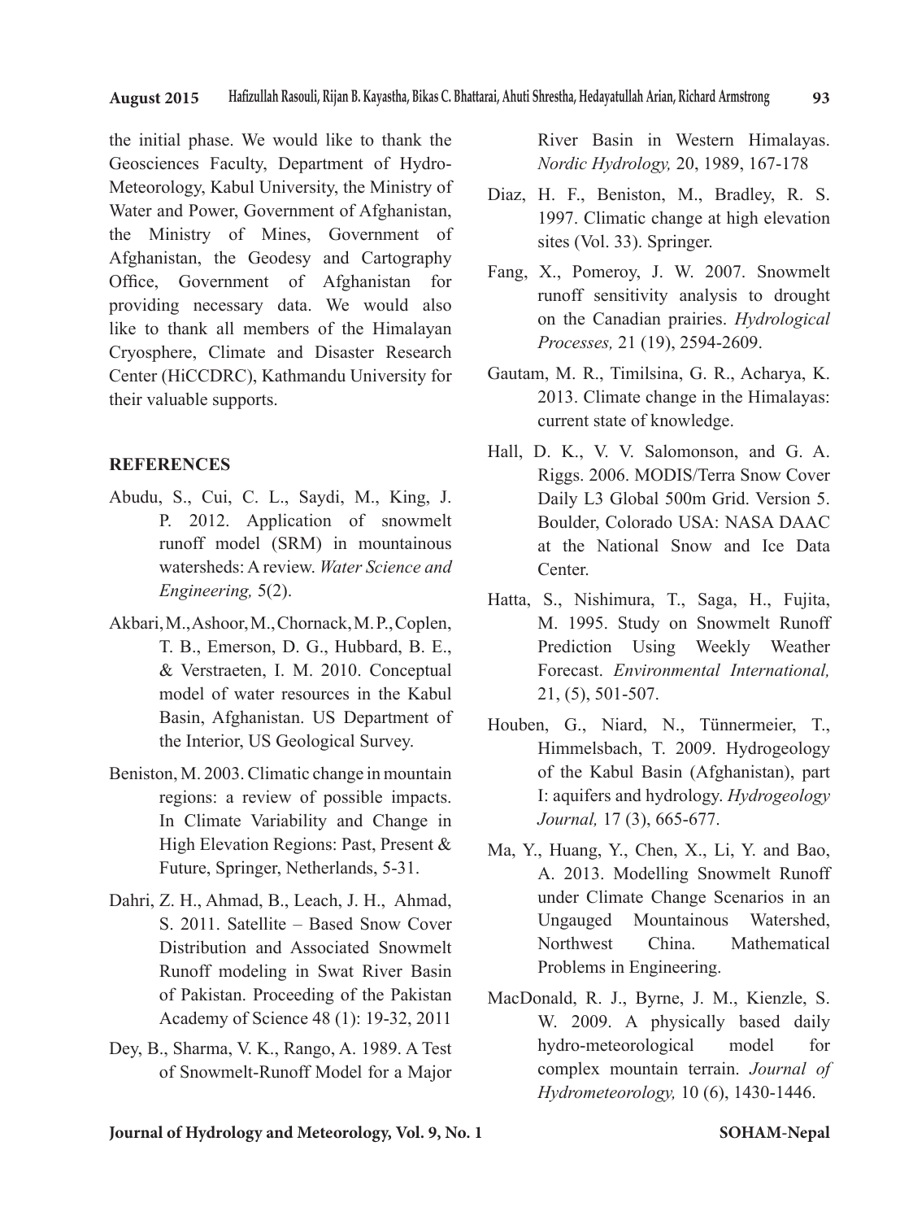the initial phase. We would like to thank the Geosciences Faculty, Department of Hydro-Meteorology, Kabul University, the Ministry of Water and Power, Government of Afghanistan, the Ministry of Mines, Government of Afghanistan, the Geodesy and Cartography Office, Government of Afghanistan for providing necessary data. We would also like to thank all members of the Himalayan Cryosphere, Climate and Disaster Research Center (HiCCDRC), Kathmandu University for their valuable supports.

## REFERENCES

Abudu, S., Cui, C. L., Saydi, M., King, J. P. 2012. Application of snowmelt runoff model (SRM) in mountainous watersheds: A review. *Water Science and Engineering,* 5(2).

Akbari, M., Ashoor, M., Chornack, M. P., Coplen, T. B., Emerson, D. G., Hubbard, B. E., & Verstraeten, I. M. 2010. Conceptual model of water resources in the Kabul Basin, Afghanistan. US Department of the Interior, US Geological Survey.

Beniston, M. 2003. Climatic change in mountain regions: a review of possible impacts. In Climate Variability and Change in High Elevation Regions: Past, Present & Future, Springer, Netherlands, 5-31.

Dahri, Z. H., Ahmad, B., Leach, J. H., Ahmad, S. 2011. Satellite – Based Snow Cover Distribution and Associated Snowmelt Runoff modeling in Swat River Basin of Pakistan. Proceeding of the Pakistan Academy of Science 48 (1): 19-32, 2011

Dey, B., Sharma, V. K., Rango, A. 1989. A Test of Snowmelt-Runoff Model for a Major River Basin in Western Himalayas. *Nordic Hydrology,* 20, 1989, 167-178

Diaz, H. F., Beniston, M., Bradley, R. S. 1997. Climatic change at high elevation sites (Vol. 33). Springer.

Fang, X., Pomeroy, J. W. 2007. Snowmelt runoff sensitivity analysis to drought on the Canadian prairies. *Hydrological Processes,* 21 (19), 2594-2609.

Gautam, M. R., Timilsina, G. R., Acharya, K. 2013. Climate change in the Himalayas: current state of knowledge.

Hall, D. K., V. V. Salomonson, and G. A. Riggs. 2006. MODIS/Terra Snow Cover Daily L3 Global 500m Grid. Version 5. Boulder, Colorado USA: NASA DAAC at the National Snow and Ice Data Center.

Hatta, S., Nishimura, T., Saga, H., Fujita, M. 1995. Study on Snowmelt Runoff Prediction Using Weekly Weather Forecast. *Environmental International,* 21, (5), 501-507.

Houben, G., Niard, N., Tünnermeier, T., Himmelsbach, T. 2009. Hydrogeology of the Kabul Basin (Afghanistan), part I: aquifers and hydrology. *Hydrogeology Journal,* 17 (3), 665-677.

Ma, Y., Huang, Y., Chen, X., Li, Y. and Bao, A. 2013. Modelling Snowmelt Runoff under Climate Change Scenarios in an Ungauged Mountainous Watershed, Northwest China. Mathematical Problems in Engineering.

MacDonald, R. J., Byrne, J. M., Kienzle, S. W. 2009. A physically based daily hydro-meteorological model for complex mountain terrain. *Journal of Hydrometeorology,* 10 (6), 1430-1446.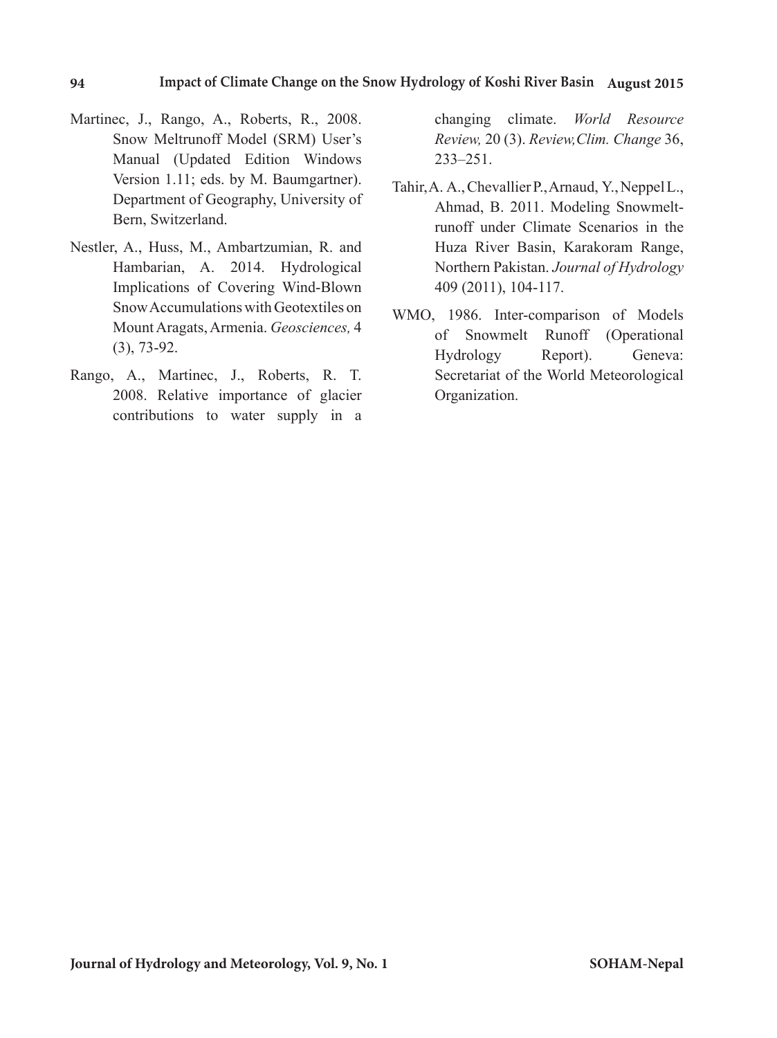Martinec, J., Rango, A., Roberts, R., 2008. Snow Meltrunoff Model (SRM) User's Manual (Updated Edition Windows Version 1.11; eds. by M. Baumgartner). Department of Geography, University of Bern, Switzerland.

Nestler, A., Huss, M., Ambartzumian, R. and Hambarian, A. 2014. Hydrological Implications of Covering Wind-Blown Snow Accumulations with Geotextiles on Mount Aragats, Armenia. *Geosciences,* 4 (3), 73-92.

Rango, A., Martinec, J., Roberts, R. T. 2008. Relative importance of glacier contributions to water supply in a changing climate. *World Resource Review,* 20 (3). *Review,Clim. Change* 36, 233–251.

Tahir, A. A., Chevallier P., Arnaud, Y., Neppel L., Ahmad, B. 2011. Modeling Snowmelt-runoff under Climate Scenarios in the Huza River Basin, Karakoram Range, Northern Pakistan. *Journal of Hydrology* 409 (2011), 104-117.

WMO, 1986. Inter-comparison of Models of Snowmelt Runoff (Operational Hydrology Report). Geneva: Secretariat of the World Meteorological Organization.